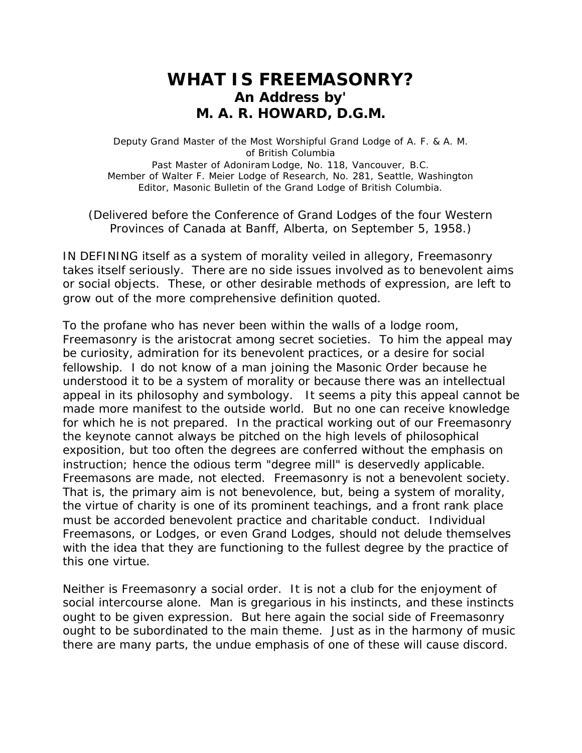# WHAT IS FREEMASONRY?

## An Address by' M. A. R. HOWARD, D.G.M.

Deputy Grand Master of the Most Worshipful Grand Lodge of A. F. & A. M. of British Columbia
Past Master of Adoniram Lodge, No. 118, Vancouver, B.C.
Member of Walter F. Meier Lodge of Research, No. 281, Seattle, Washington
Editor, Masonic Bulletin of the Grand Lodge of British Columbia.

(Delivered before the Conference of Grand Lodges of the four Western Provinces of Canada at Banff, Alberta, on September 5, 1958.)

IN DEFINING itself as a system of morality veiled in allegory, Freemasonry takes itself seriously. There are no side issues involved as to benevolent aims or social objects. These, or other desirable methods of expression, are left to grow out of the more comprehensive definition quoted.

To the profane who has never been within the walls of a lodge room, Freemasonry is the aristocrat among secret societies. To him the appeal may be curiosity, admiration for its benevolent practices, or a desire for social fellowship. I do not know of a man joining the Masonic Order because he understood it to be a system of morality or because there was an intellectual appeal in its philosophy and symbology. It seems a pity this appeal cannot be made more manifest to the outside world. But no one can receive knowledge for which he is not prepared. In the practical working out of our Freemasonry the keynote cannot always be pitched on the high levels of philosophical exposition, but too often the degrees are conferred without the emphasis on instruction; hence the odious term "degree mill" is deservedly applicable. Freemasons are made, not elected. Freemasonry is not a benevolent society. That is, the primary aim is not benevolence, but, being a system of morality, the virtue of charity is one of its prominent teachings, and a front rank place must be accorded benevolent practice and charitable conduct. Individual Freemasons, or Lodges, or even Grand Lodges, should not delude themselves with the idea that they are functioning to the fullest degree by the practice of this one virtue.

Neither is Freemasonry a social order. It is not a club for the enjoyment of social intercourse alone. Man is gregarious in his instincts, and these instincts ought to be given expression. But here again the social side of Freemasonry ought to be subordinated to the main theme. Just as in the harmony of music there are many parts, the undue emphasis of one of these will cause discord.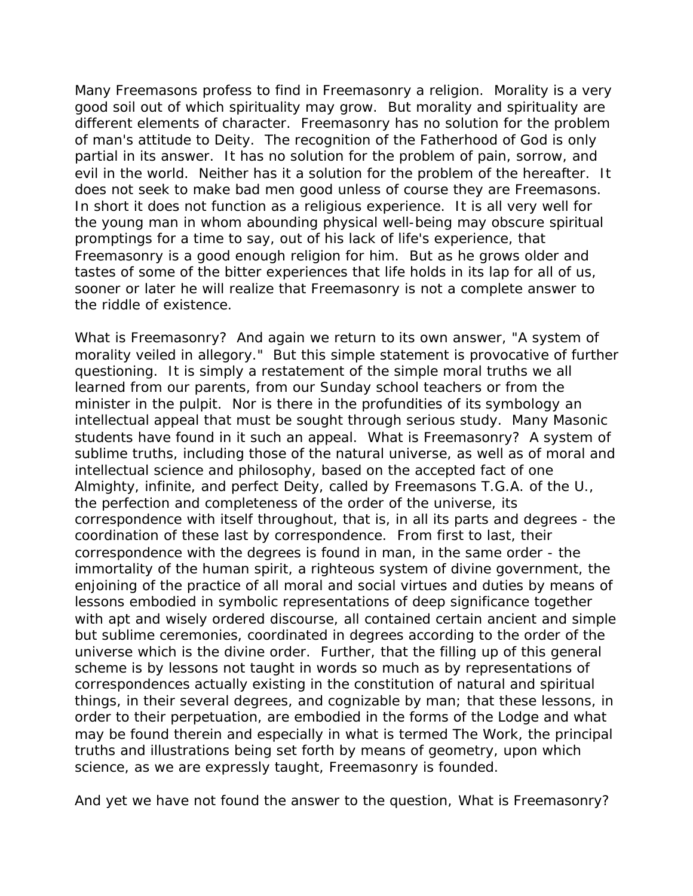Many Freemasons profess to find in Freemasonry a religion. Morality is a very good soil out of which spirituality may grow. But morality and spirituality are different elements of character. Freemasonry has no solution for the problem of man's attitude to Deity. The recognition of the Fatherhood of God is only partial in its answer. It has no solution for the problem of pain, sorrow, and evil in the world. Neither has it a solution for the problem of the hereafter. It does not seek to make bad men good unless of course they are Freemasons. In short it does not function as a religious experience. It is all very well for the young man in whom abounding physical well-being may obscure spiritual promptings for a time to say, out of his lack of life's experience, that Freemasonry is a good enough religion for him. But as he grows older and tastes of some of the bitter experiences that life holds in its lap for all of us, sooner or later he will realize that Freemasonry is not a complete answer to the riddle of existence.

What is Freemasonry? And again we return to its own answer, "A system of morality veiled in allegory." But this simple statement is provocative of further questioning. It is simply a restatement of the simple moral truths we all learned from our parents, from our Sunday school teachers or from the minister in the pulpit. Nor is there in the profundities of its symbology an intellectual appeal that must be sought through serious study. Many Masonic students have found in it such an appeal. What is Freemasonry? A system of sublime truths, including those of the natural universe, as well as of moral and intellectual science and philosophy, based on the accepted fact of one Almighty, infinite, and perfect Deity, called by Freemasons T.G.A. of the U., the perfection and completeness of the order of the universe, its correspondence with itself throughout, that is, in all its parts and degrees - the coordination of these last by correspondence. From first to last, their correspondence with the degrees is found in man, in the same order - the immortality of the human spirit, a righteous system of divine government, the enjoining of the practice of all moral and social virtues and duties by means of lessons embodied in symbolic representations of deep significance together with apt and wisely ordered discourse, all contained certain ancient and simple but sublime ceremonies, coordinated in degrees according to the order of the universe which is the divine order. Further, that the filling up of this general scheme is by lessons not taught in words so much as by representations of correspondences actually existing in the constitution of natural and spiritual things, in their several degrees, and cognizable by man; that these lessons, in order to their perpetuation, are embodied in the forms of the Lodge and what may be found therein and especially in what is termed The Work, the principal truths and illustrations being set forth by means of geometry, upon which science, as we are expressly taught, Freemasonry is founded.

And yet we have not found the answer to the question, What is Freemasonry?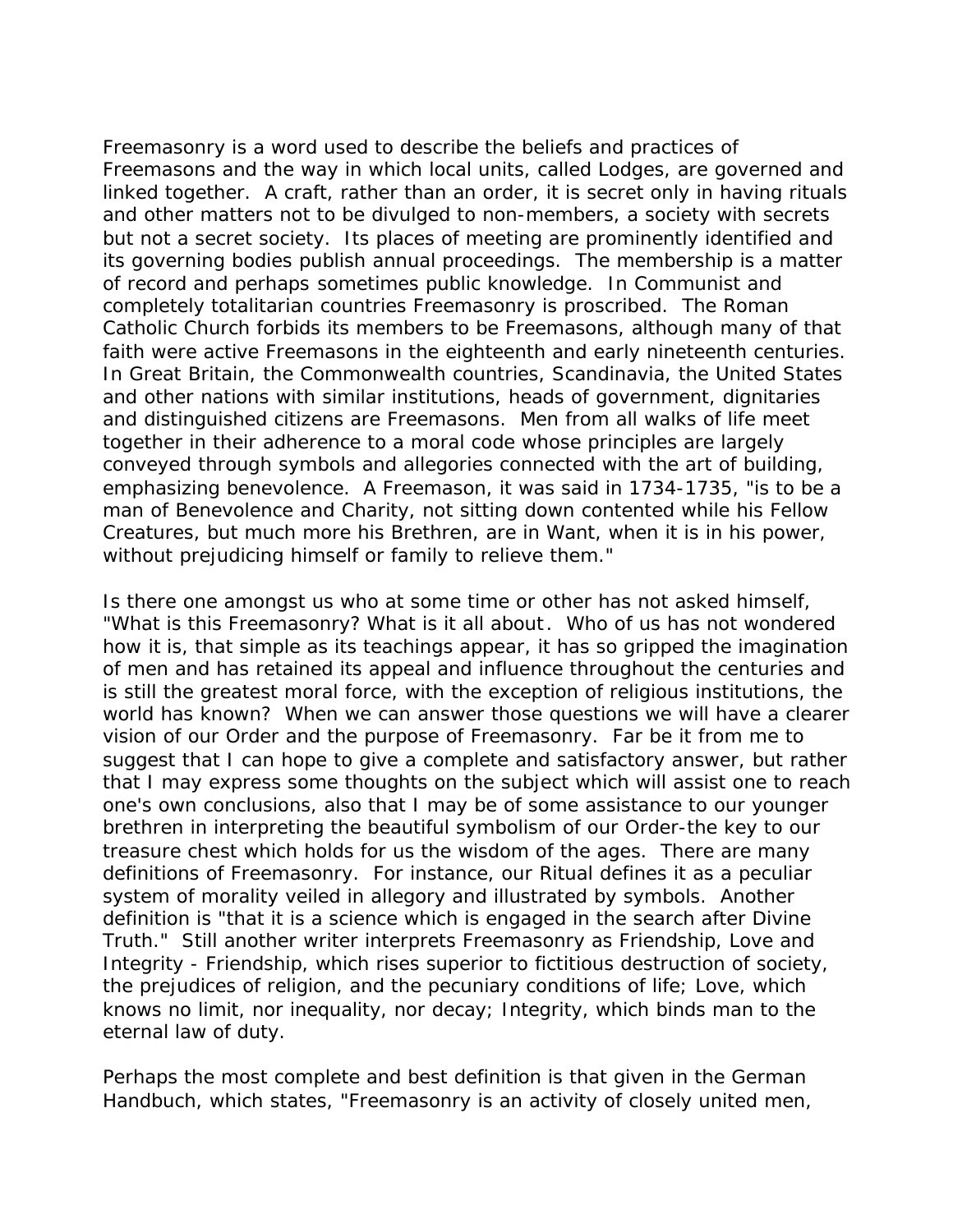Freemasonry is a word used to describe the beliefs and practices of Freemasons and the way in which local units, called Lodges, are governed and linked together. A craft, rather than an order, it is secret only in having rituals and other matters not to be divulged to non-members, a society with secrets but not a secret society. Its places of meeting are prominently identified and its governing bodies publish annual proceedings. The membership is a matter of record and perhaps sometimes public knowledge. In Communist and completely totalitarian countries Freemasonry is proscribed. The Roman Catholic Church forbids its members to be Freemasons, although many of that faith were active Freemasons in the eighteenth and early nineteenth centuries. In Great Britain, the Commonwealth countries, Scandinavia, the United States and other nations with similar institutions, heads of government, dignitaries and distinguished citizens are Freemasons. Men from all walks of life meet together in their adherence to a moral code whose principles are largely conveyed through symbols and allegories connected with the art of building, emphasizing benevolence. A Freemason, it was said in 1734-1735, "is to be a man of Benevolence and Charity, not sitting down contented while his Fellow Creatures, but much more his Brethren, are in Want, when it is in his power, without prejudicing himself or family to relieve them."

Is there one amongst us who at some time or other has not asked himself, "What is this Freemasonry? What is it all about. Who of us has not wondered how it is, that simple as its teachings appear, it has so gripped the imagination of men and has retained its appeal and influence throughout the centuries and is still the greatest moral force, with the exception of religious institutions, the world has known? When we can answer those questions we will have a clearer vision of our Order and the purpose of Freemasonry. Far be it from me to suggest that I can hope to give a complete and satisfactory answer, but rather that I may express some thoughts on the subject which will assist one to reach one's own conclusions, also that I may be of some assistance to our younger brethren in interpreting the beautiful symbolism of our Order-the key to our treasure chest which holds for us the wisdom of the ages. There are many definitions of Freemasonry. For instance, our Ritual defines it as a peculiar system of morality veiled in allegory and illustrated by symbols. Another definition is "that it is a science which is engaged in the search after Divine Truth." Still another writer interprets Freemasonry as Friendship, Love and Integrity - Friendship, which rises superior to fictitious destruction of society, the prejudices of religion, and the pecuniary conditions of life; Love, which knows no limit, nor inequality, nor decay; Integrity, which binds man to the eternal law of duty.

Perhaps the most complete and best definition is that given in the German Handbuch, which states, "Freemasonry is an activity of closely united men,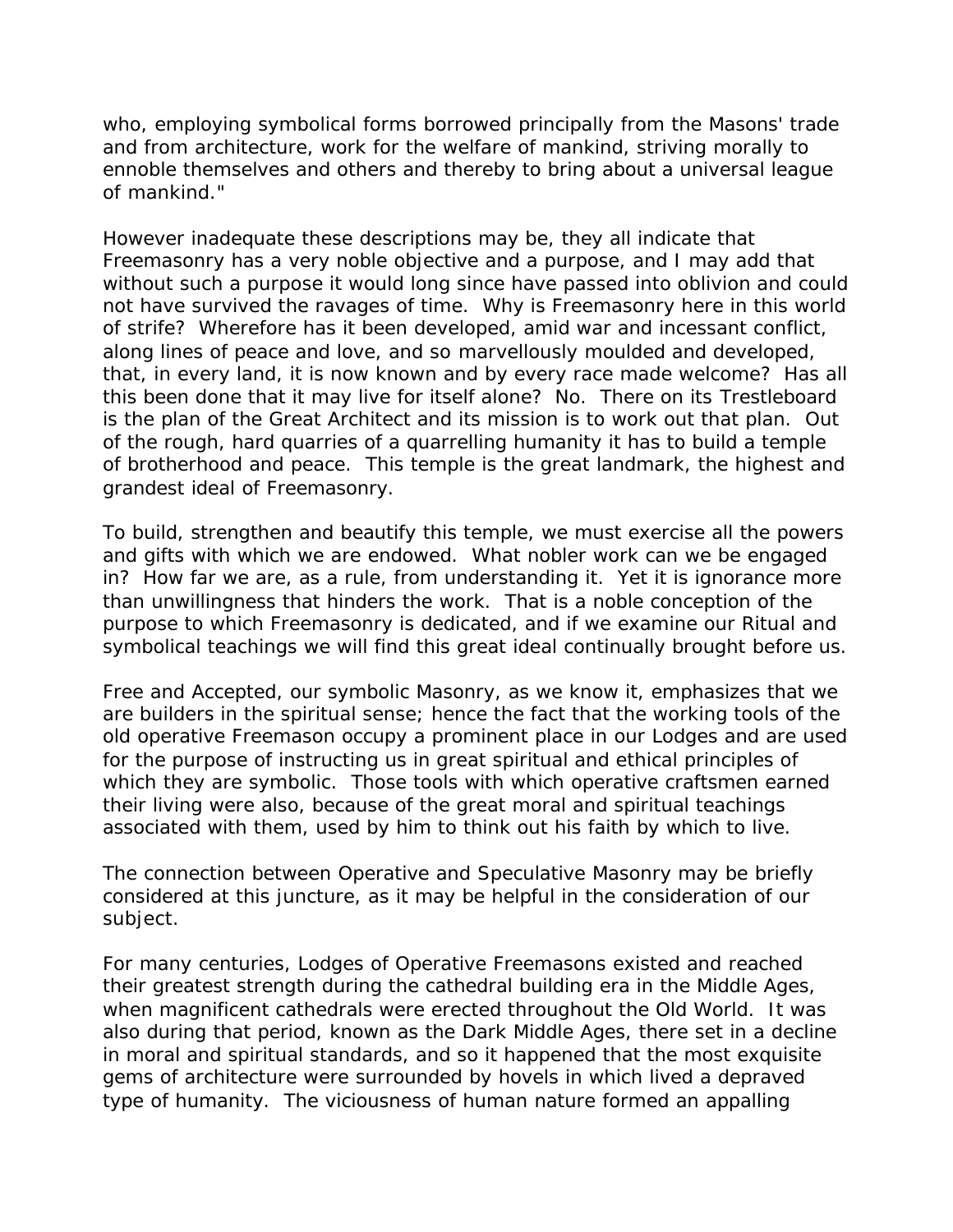who, employing symbolical forms borrowed principally from the Masons' trade and from architecture, work for the welfare of mankind, striving morally to ennoble themselves and others and thereby to bring about a universal league of mankind."

However inadequate these descriptions may be, they all indicate that Freemasonry has a very noble objective and a purpose, and I may add that without such a purpose it would long since have passed into oblivion and could not have survived the ravages of time. Why is Freemasonry here in this world of strife? Wherefore has it been developed, amid war and incessant conflict, along lines of peace and love, and so marvellously moulded and developed, that, in every land, it is now known and by every race made welcome? Has all this been done that it may live for itself alone? No. There on its Trestleboard is the plan of the Great Architect and its mission is to work out that plan. Out of the rough, hard quarries of a quarrelling humanity it has to build a temple of brotherhood and peace. This temple is the great landmark, the highest and grandest ideal of Freemasonry.

To build, strengthen and beautify this temple, we must exercise all the powers and gifts with which we are endowed. What nobler work can we be engaged in? How far we are, as a rule, from understanding it. Yet it is ignorance more than unwillingness that hinders the work. That is a noble conception of the purpose to which Freemasonry is dedicated, and if we examine our Ritual and symbolical teachings we will find this great ideal continually brought before us.

Free and Accepted, our symbolic Masonry, as we know it, emphasizes that we are builders in the spiritual sense; hence the fact that the working tools of the old operative Freemason occupy a prominent place in our Lodges and are used for the purpose of instructing us in great spiritual and ethical principles of which they are symbolic. Those tools with which operative craftsmen earned their living were also, because of the great moral and spiritual teachings associated with them, used by him to think out his faith by which to live.

The connection between Operative and Speculative Masonry may be briefly considered at this juncture, as it may be helpful in the consideration of our subject.

For many centuries, Lodges of Operative Freemasons existed and reached their greatest strength during the cathedral building era in the Middle Ages, when magnificent cathedrals were erected throughout the Old World. It was also during that period, known as the Dark Middle Ages, there set in a decline in moral and spiritual standards, and so it happened that the most exquisite gems of architecture were surrounded by hovels in which lived a depraved type of humanity. The viciousness of human nature formed an appalling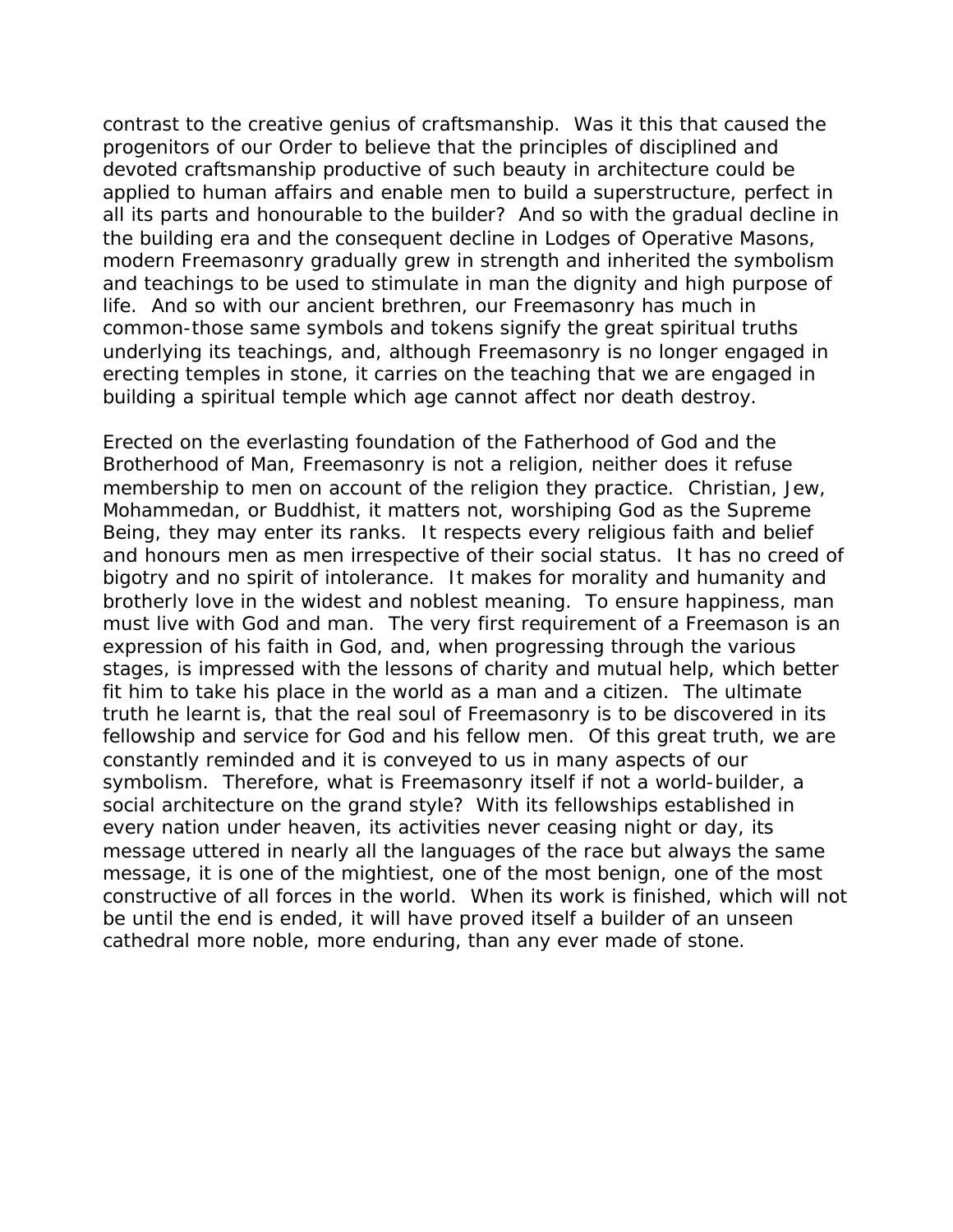contrast to the creative genius of craftsmanship. Was it this that caused the progenitors of our Order to believe that the principles of disciplined and devoted craftsmanship productive of such beauty in architecture could be applied to human affairs and enable men to build a superstructure, perfect in all its parts and honourable to the builder? And so with the gradual decline in the building era and the consequent decline in Lodges of Operative Masons, modern Freemasonry gradually grew in strength and inherited the symbolism and teachings to be used to stimulate in man the dignity and high purpose of life. And so with our ancient brethren, our Freemasonry has much in common-those same symbols and tokens signify the great spiritual truths underlying its teachings, and, although Freemasonry is no longer engaged in erecting temples in stone, it carries on the teaching that we are engaged in building a spiritual temple which age cannot affect nor death destroy.

Erected on the everlasting foundation of the Fatherhood of God and the Brotherhood of Man, Freemasonry is not a religion, neither does it refuse membership to men on account of the religion they practice. Christian, Jew, Mohammedan, or Buddhist, it matters not, worshiping God as the Supreme Being, they may enter its ranks. It respects every religious faith and belief and honours men as men irrespective of their social status. It has no creed of bigotry and no spirit of intolerance. It makes for morality and humanity and brotherly love in the widest and noblest meaning. To ensure happiness, man must live with God and man. The very first requirement of a Freemason is an expression of his faith in God, and, when progressing through the various stages, is impressed with the lessons of charity and mutual help, which better fit him to take his place in the world as a man and a citizen. The ultimate truth he learnt is, that the real soul of Freemasonry is to be discovered in its fellowship and service for God and his fellow men. Of this great truth, we are constantly reminded and it is conveyed to us in many aspects of our symbolism. Therefore, what is Freemasonry itself if not a world-builder, a social architecture on the grand style? With its fellowships established in every nation under heaven, its activities never ceasing night or day, its message uttered in nearly all the languages of the race but always the same message, it is one of the mightiest, one of the most benign, one of the most constructive of all forces in the world. When its work is finished, which will not be until the end is ended, it will have proved itself a builder of an unseen cathedral more noble, more enduring, than any ever made of stone.